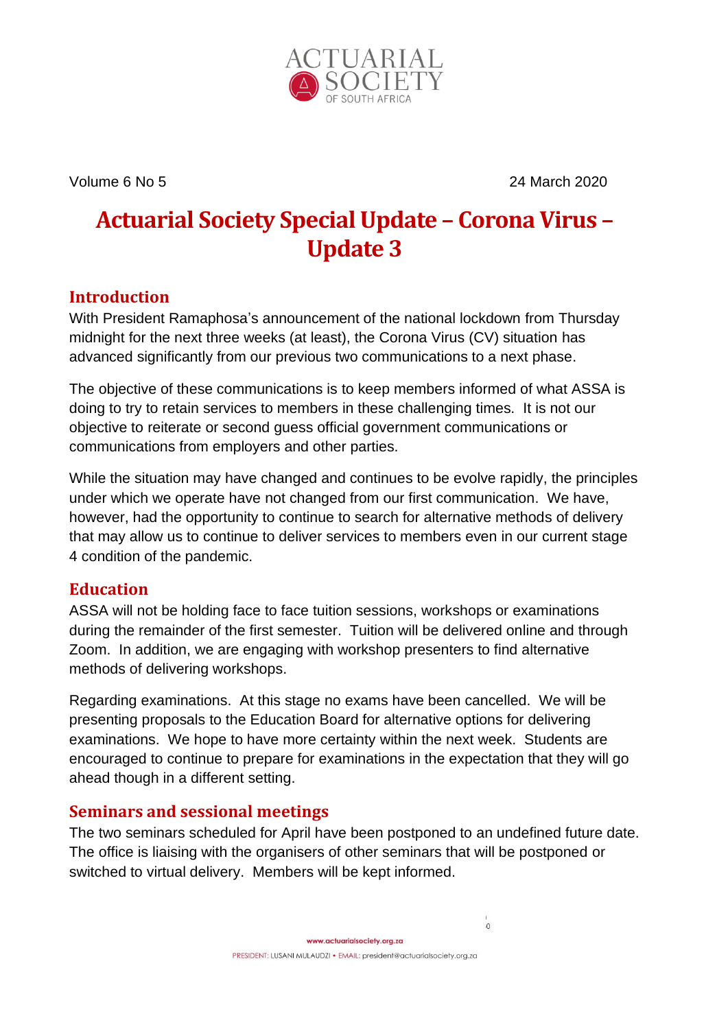ACTUARIAL SOCIETY OF SOUTH AFRICA

Volume 6 No 5 24 March 2020

# Actuarial Society Special Update – Corona Virus – Update 3

## Introduction

With President Ramaphosa's announcement of the national lockdown from Thursday midnight for the next three weeks (at least), the Corona Virus (CV) situation has advanced significantly from our previous two communications to a next phase.

The objective of these communications is to keep members informed of what ASSA is doing to try to retain services to members in these challenging times. It is not our objective to reiterate or second guess official government communications or communications from employers and other parties.

While the situation may have changed and continues to be evolve rapidly, the principles under which we operate have not changed from our first communication. We have, however, had the opportunity to continue to search for alternative methods of delivery that may allow us to continue to deliver services to members even in our current stage 4 condition of the pandemic.

## Education

ASSA will not be holding face to face tuition sessions, workshops or examinations during the remainder of the first semester. Tuition will be delivered online and through Zoom. In addition, we are engaging with workshop presenters to find alternative methods of delivering workshops.

Regarding examinations. At this stage no exams have been cancelled. We will be presenting proposals to the Education Board for alternative options for delivering examinations. We hope to have more certainty within the next week. Students are encouraged to continue to prepare for examinations in the expectation that they will go ahead though in a different setting.

## Seminars and sessional meetings

The two seminars scheduled for April have been postponed to an undefined future date. The office is liaising with the organisers of other seminars that will be postponed or switched to virtual delivery. Members will be kept informed.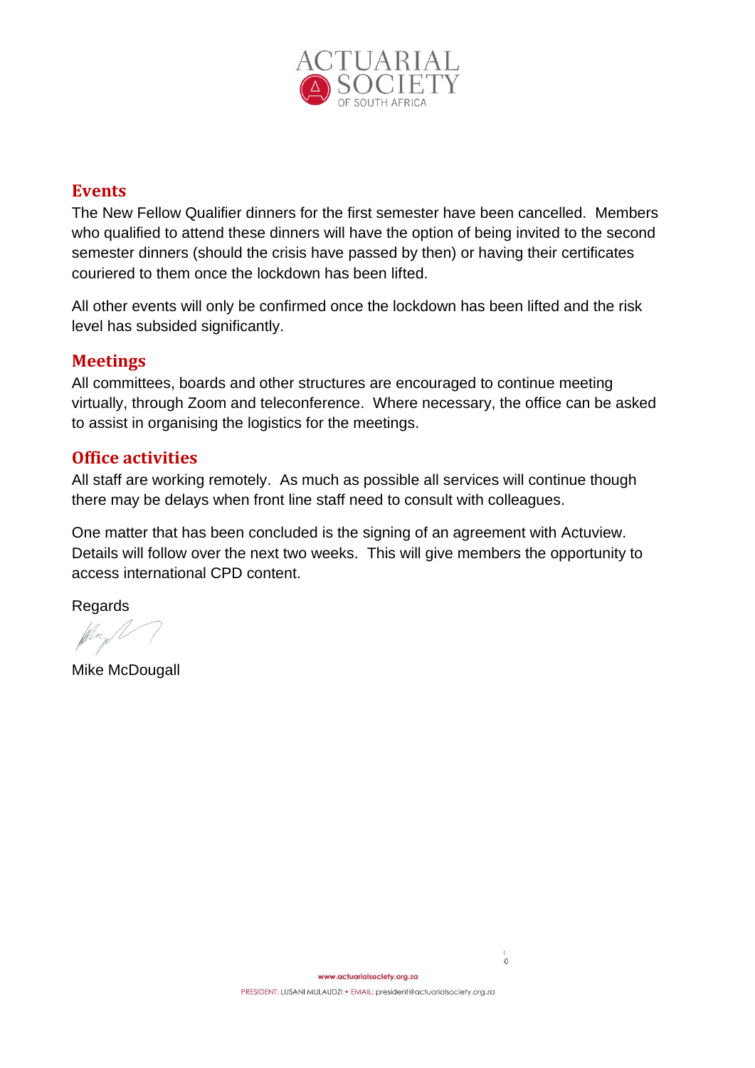## Events

The New Fellow Qualifier dinners for the first semester have been cancelled. Members who qualified to attend these dinners will have the option of being invited to the second semester dinners (should the crisis have passed by then) or having their certificates couriered to them once the lockdown has been lifted.

All other events will only be confirmed once the lockdown has been lifted and the risk level has subsided significantly.

## Meetings

All committees, boards and other structures are encouraged to continue meeting virtually, through Zoom and teleconference. Where necessary, the office can be asked to assist in organising the logistics for the meetings.

## Office activities

All staff are working remotely. As much as possible all services will continue though there may be delays when front line staff need to consult with colleagues.

One matter that has been concluded is the signing of an agreement with Actuview. Details will follow over the next two weeks. This will give members the opportunity to access international CPD content.

Regards

Mike McDougall